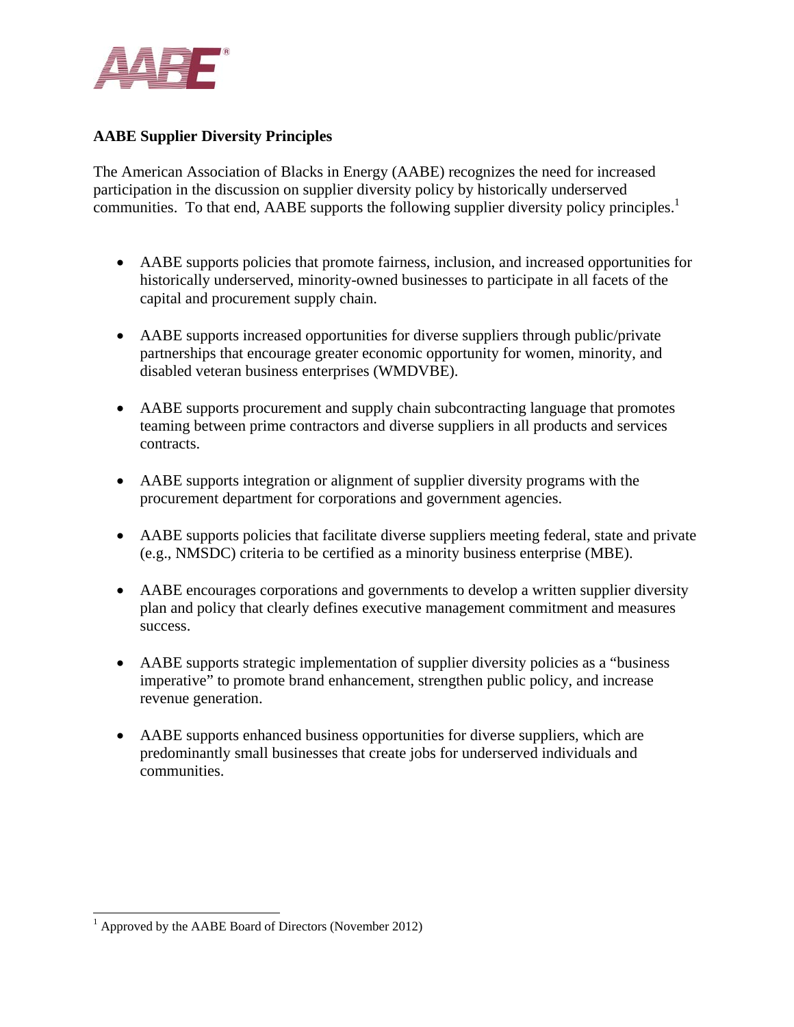AABE®

**AABE Supplier Diversity Principles**

The American Association of Blacks in Energy (AABE) recognizes the need for increased participation in the discussion on supplier diversity policy by historically underserved communities. To that end, AABE supports the following supplier diversity policy principles.[1]

- AABE supports policies that promote fairness, inclusion, and increased opportunities for historically underserved, minority-owned businesses to participate in all facets of the capital and procurement supply chain.
- AABE supports increased opportunities for diverse suppliers through public/private partnerships that encourage greater economic opportunity for women, minority, and disabled veteran business enterprises (WMDVBE).
- AABE supports procurement and supply chain subcontracting language that promotes teaming between prime contractors and diverse suppliers in all products and services contracts.
- AABE supports integration or alignment of supplier diversity programs with the procurement department for corporations and government agencies.
- AABE supports policies that facilitate diverse suppliers meeting federal, state and private (e.g., NMSDC) criteria to be certified as a minority business enterprise (MBE).
- AABE encourages corporations and governments to develop a written supplier diversity plan and policy that clearly defines executive management commitment and measures success.
- AABE supports strategic implementation of supplier diversity policies as a "business imperative" to promote brand enhancement, strengthen public policy, and increase revenue generation.
- AABE supports enhanced business opportunities for diverse suppliers, which are predominantly small businesses that create jobs for underserved individuals and communities.

[1] Approved by the AABE Board of Directors (November 2012)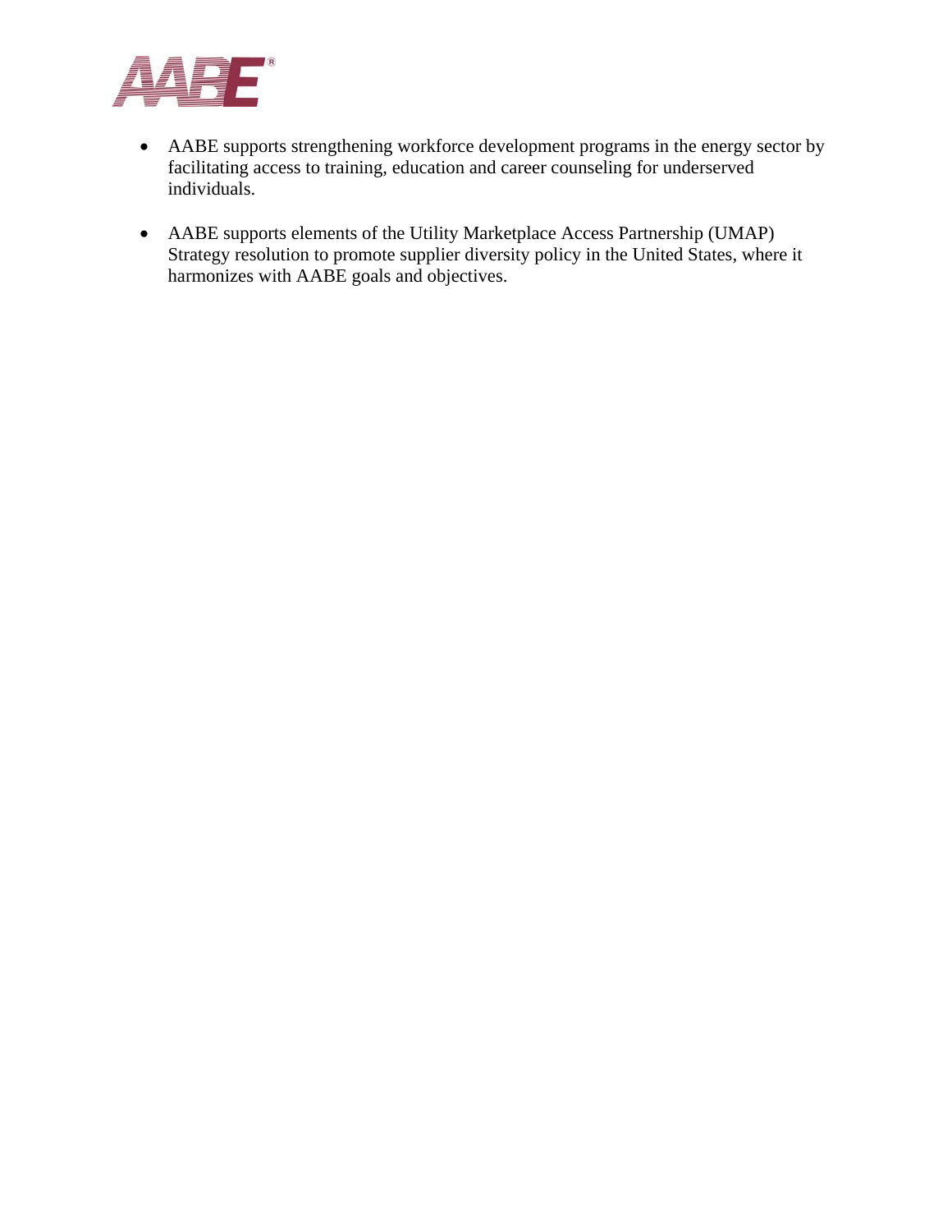- AABE supports strengthening workforce development programs in the energy sector by facilitating access to training, education and career counseling for underserved individuals.

- AABE supports elements of the Utility Marketplace Access Partnership (UMAP) Strategy resolution to promote supplier diversity policy in the United States, where it harmonizes with AABE goals and objectives.